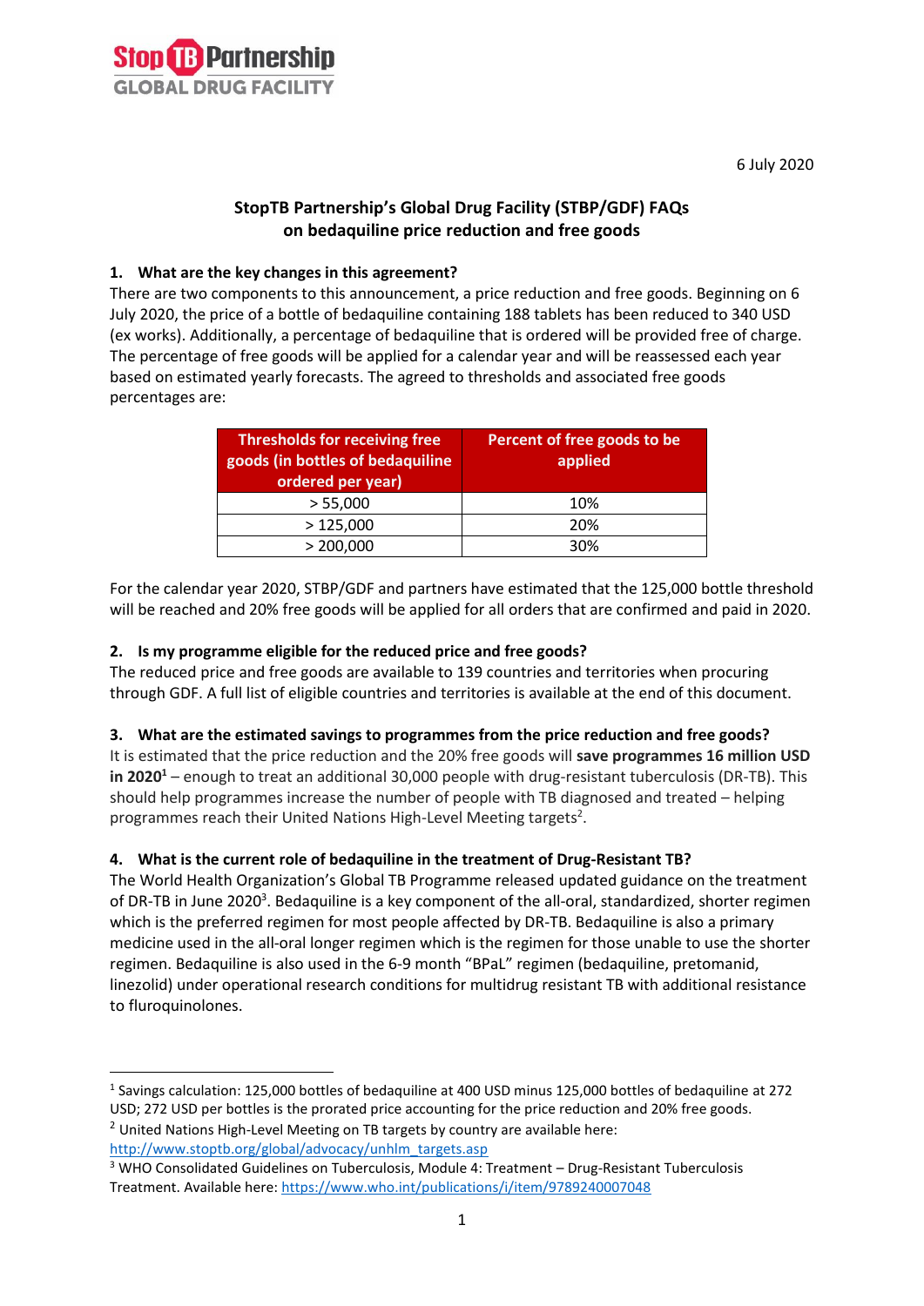Stop TB Partnership
GLOBAL DRUG FACILITY

6 July 2020

# StopTB Partnership's Global Drug Facility (STBP/GDF) FAQs on bedaquiline price reduction and free goods

## 1. What are the key changes in this agreement?

There are two components to this announcement, a price reduction and free goods. Beginning on 6 July 2020, the price of a bottle of bedaquiline containing 188 tablets has been reduced to 340 USD (ex works). Additionally, a percentage of bedaquiline that is ordered will be provided free of charge. The percentage of free goods will be applied for a calendar year and will be reassessed each year based on estimated yearly forecasts. The agreed to thresholds and associated free goods percentages are:

| Thresholds for receiving free goods (in bottles of bedaquiline ordered per year) | Percent of free goods to be applied |
|---|---|
| > 55,000 | 10% |
| > 125,000 | 20% |
| > 200,000 | 30% |

For the calendar year 2020, STBP/GDF and partners have estimated that the 125,000 bottle threshold will be reached and 20% free goods will be applied for all orders that are confirmed and paid in 2020.

## 2. Is my programme eligible for the reduced price and free goods?

The reduced price and free goods are available to 139 countries and territories when procuring through GDF. A full list of eligible countries and territories is available at the end of this document.

## 3. What are the estimated savings to programmes from the price reduction and free goods?

It is estimated that the price reduction and the 20% free goods will **save programmes 16 million USD in 2020**[1] – enough to treat an additional 30,000 people with drug-resistant tuberculosis (DR-TB). This should help programmes increase the number of people with TB diagnosed and treated – helping programmes reach their United Nations High-Level Meeting targets[2].

## 4. What is the current role of bedaquiline in the treatment of Drug-Resistant TB?

The World Health Organization's Global TB Programme released updated guidance on the treatment of DR-TB in June 2020[3]. Bedaquiline is a key component of the all-oral, standardized, shorter regimen which is the preferred regimen for most people affected by DR-TB. Bedaquiline is also a primary medicine used in the all-oral longer regimen which is the regimen for those unable to use the shorter regimen. Bedaquiline is also used in the 6-9 month "BPaL" regimen (bedaquiline, pretomanid, linezolid) under operational research conditions for multidrug resistant TB with additional resistance to fluroquinolones.

---

[1] Savings calculation: 125,000 bottles of bedaquiline at 400 USD minus 125,000 bottles of bedaquiline at 272 USD; 272 USD per bottles is the prorated price accounting for the price reduction and 20% free goods.

[2] United Nations High-Level Meeting on TB targets by country are available here: http://www.stoptb.org/global/advocacy/unhlm_targets.asp

[3] WHO Consolidated Guidelines on Tuberculosis, Module 4: Treatment – Drug-Resistant Tuberculosis Treatment. Available here: https://www.who.int/publications/i/item/9789240007048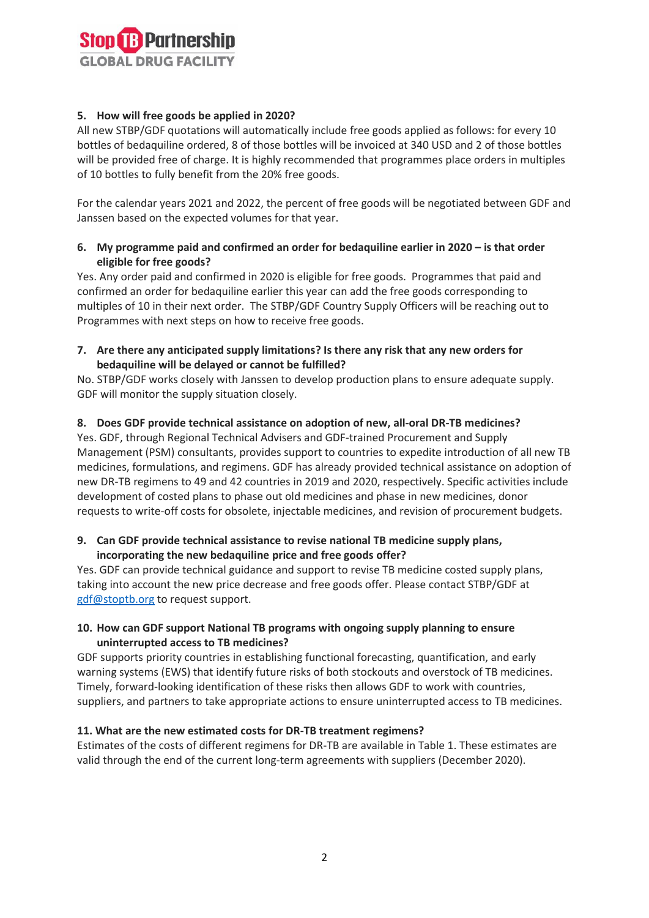**5. How will free goods be applied in 2020?**

All new STBP/GDF quotations will automatically include free goods applied as follows: for every 10 bottles of bedaquiline ordered, 8 of those bottles will be invoiced at 340 USD and 2 of those bottles will be provided free of charge. It is highly recommended that programmes place orders in multiples of 10 bottles to fully benefit from the 20% free goods.

For the calendar years 2021 and 2022, the percent of free goods will be negotiated between GDF and Janssen based on the expected volumes for that year.

**6. My programme paid and confirmed an order for bedaquiline earlier in 2020 – is that order eligible for free goods?**

Yes. Any order paid and confirmed in 2020 is eligible for free goods. Programmes that paid and confirmed an order for bedaquiline earlier this year can add the free goods corresponding to multiples of 10 in their next order. The STBP/GDF Country Supply Officers will be reaching out to Programmes with next steps on how to receive free goods.

**7. Are there any anticipated supply limitations? Is there any risk that any new orders for bedaquiline will be delayed or cannot be fulfilled?**

No. STBP/GDF works closely with Janssen to develop production plans to ensure adequate supply. GDF will monitor the supply situation closely.

**8. Does GDF provide technical assistance on adoption of new, all-oral DR-TB medicines?**

Yes. GDF, through Regional Technical Advisers and GDF-trained Procurement and Supply Management (PSM) consultants, provides support to countries to expedite introduction of all new TB medicines, formulations, and regimens. GDF has already provided technical assistance on adoption of new DR-TB regimens to 49 and 42 countries in 2019 and 2020, respectively. Specific activities include development of costed plans to phase out old medicines and phase in new medicines, donor requests to write-off costs for obsolete, injectable medicines, and revision of procurement budgets.

**9. Can GDF provide technical assistance to revise national TB medicine supply plans, incorporating the new bedaquiline price and free goods offer?**

Yes. GDF can provide technical guidance and support to revise TB medicine costed supply plans, taking into account the new price decrease and free goods offer. Please contact STBP/GDF at gdf@stoptb.org to request support.

**10. How can GDF support National TB programs with ongoing supply planning to ensure uninterrupted access to TB medicines?**

GDF supports priority countries in establishing functional forecasting, quantification, and early warning systems (EWS) that identify future risks of both stockouts and overstock of TB medicines. Timely, forward-looking identification of these risks then allows GDF to work with countries, suppliers, and partners to take appropriate actions to ensure uninterrupted access to TB medicines.

**11. What are the new estimated costs for DR-TB treatment regimens?**

Estimates of the costs of different regimens for DR-TB are available in Table 1. These estimates are valid through the end of the current long-term agreements with suppliers (December 2020).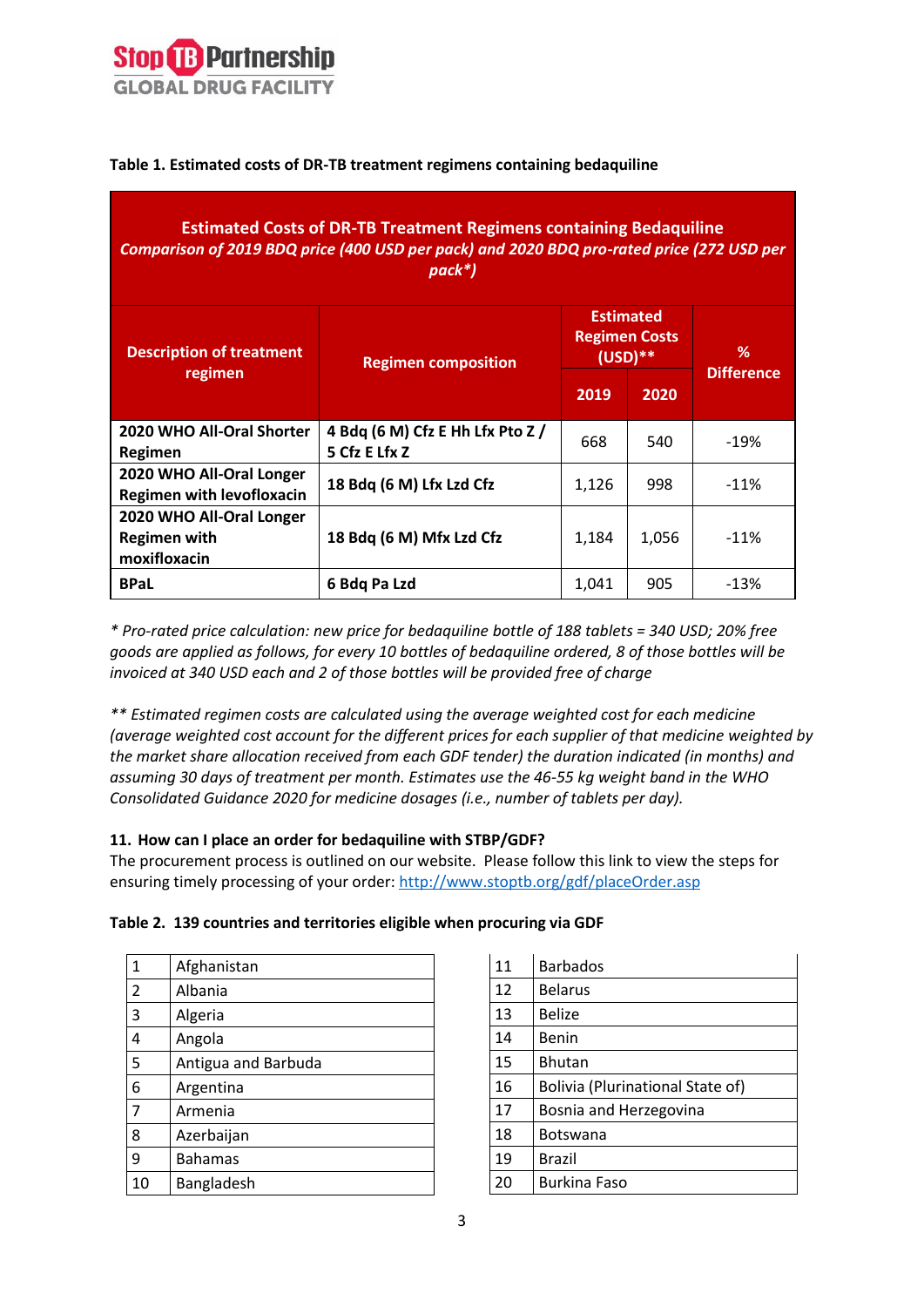**Table 1. Estimated costs of DR-TB treatment regimens containing bedaquiline**

| **Estimated Costs of DR-TB Treatment Regimens containing Bedaquiline** *Comparison of 2019 BDQ price (400 USD per pack) and 2020 BDQ pro-rated price (272 USD per pack*)* | | | | |
|---|---|---|---|---|
| **Description of treatment regimen** | **Regimen composition** | **Estimated Regimen Costs (USD)**** | | **% Difference** |
| | | **2019** | **2020** | |
| **2020 WHO All-Oral Shorter Regimen** | **4 Bdq (6 M) Cfz E Hh Lfx Pto Z / 5 Cfz E Lfx Z** | 668 | 540 | -19% |
| **2020 WHO All-Oral Longer Regimen with levofloxacin** | **18 Bdq (6 M) Lfx Lzd Cfz** | 1,126 | 998 | -11% |
| **2020 WHO All-Oral Longer Regimen with moxifloxacin** | **18 Bdq (6 M) Mfx Lzd Cfz** | 1,184 | 1,056 | -11% |
| **BPaL** | **6 Bdq Pa Lzd** | 1,041 | 905 | -13% |

*\* Pro-rated price calculation: new price for bedaquiline bottle of 188 tablets = 340 USD; 20% free goods are applied as follows, for every 10 bottles of bedaquiline ordered, 8 of those bottles will be invoiced at 340 USD each and 2 of those bottles will be provided free of charge*

*\*\* Estimated regimen costs are calculated using the average weighted cost for each medicine (average weighted cost account for the different prices for each supplier of that medicine weighted by the market share allocation received from each GDF tender) the duration indicated (in months) and assuming 30 days of treatment per month. Estimates use the 46-55 kg weight band in the WHO Consolidated Guidance 2020 for medicine dosages (i.e., number of tablets per day).*

**11. How can I place an order for bedaquiline with STBP/GDF?**

The procurement process is outlined on our website. Please follow this link to view the steps for ensuring timely processing of your order: http://www.stoptb.org/gdf/placeOrder.asp

**Table 2. 139 countries and territories eligible when procuring via GDF**

| | |
|---|---|
| 1 | Afghanistan |
| 2 | Albania |
| 3 | Algeria |
| 4 | Angola |
| 5 | Antigua and Barbuda |
| 6 | Argentina |
| 7 | Armenia |
| 8 | Azerbaijan |
| 9 | Bahamas |
| 10 | Bangladesh |
| 11 | Barbados |
| 12 | Belarus |
| 13 | Belize |
| 14 | Benin |
| 15 | Bhutan |
| 16 | Bolivia (Plurinational State of) |
| 17 | Bosnia and Herzegovina |
| 18 | Botswana |
| 19 | Brazil |
| 20 | Burkina Faso |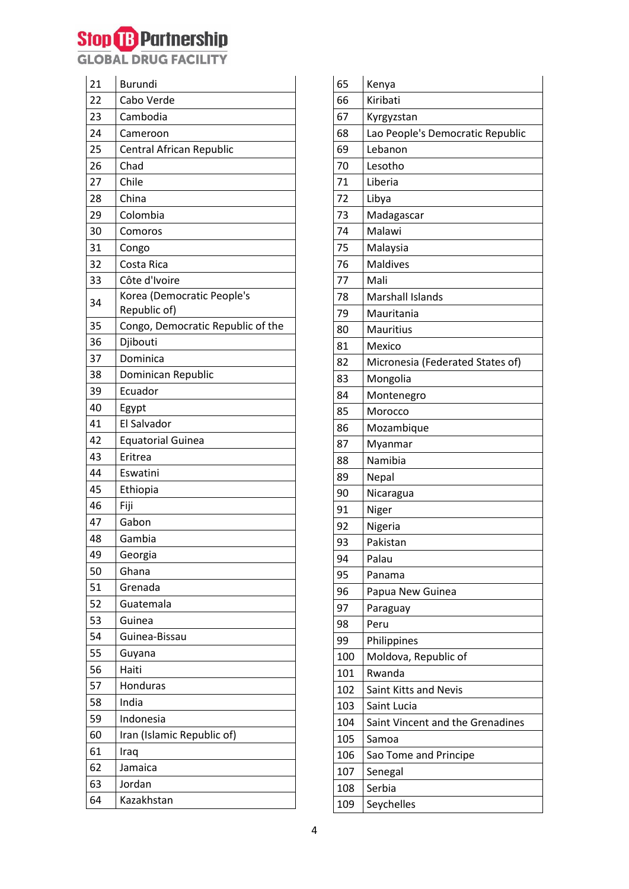| | |
|---|---|
| 21 | Burundi |
| 22 | Cabo Verde |
| 23 | Cambodia |
| 24 | Cameroon |
| 25 | Central African Republic |
| 26 | Chad |
| 27 | Chile |
| 28 | China |
| 29 | Colombia |
| 30 | Comoros |
| 31 | Congo |
| 32 | Costa Rica |
| 33 | Côte d'Ivoire |
| 34 | Korea (Democratic People's Republic of) |
| 35 | Congo, Democratic Republic of the |
| 36 | Djibouti |
| 37 | Dominica |
| 38 | Dominican Republic |
| 39 | Ecuador |
| 40 | Egypt |
| 41 | El Salvador |
| 42 | Equatorial Guinea |
| 43 | Eritrea |
| 44 | Eswatini |
| 45 | Ethiopia |
| 46 | Fiji |
| 47 | Gabon |
| 48 | Gambia |
| 49 | Georgia |
| 50 | Ghana |
| 51 | Grenada |
| 52 | Guatemala |
| 53 | Guinea |
| 54 | Guinea-Bissau |
| 55 | Guyana |
| 56 | Haiti |
| 57 | Honduras |
| 58 | India |
| 59 | Indonesia |
| 60 | Iran (Islamic Republic of) |
| 61 | Iraq |
| 62 | Jamaica |
| 63 | Jordan |
| 64 | Kazakhstan |
| 65 | Kenya |
| 66 | Kiribati |
| 67 | Kyrgyzstan |
| 68 | Lao People's Democratic Republic |
| 69 | Lebanon |
| 70 | Lesotho |
| 71 | Liberia |
| 72 | Libya |
| 73 | Madagascar |
| 74 | Malawi |
| 75 | Malaysia |
| 76 | Maldives |
| 77 | Mali |
| 78 | Marshall Islands |
| 79 | Mauritania |
| 80 | Mauritius |
| 81 | Mexico |
| 82 | Micronesia (Federated States of) |
| 83 | Mongolia |
| 84 | Montenegro |
| 85 | Morocco |
| 86 | Mozambique |
| 87 | Myanmar |
| 88 | Namibia |
| 89 | Nepal |
| 90 | Nicaragua |
| 91 | Niger |
| 92 | Nigeria |
| 93 | Pakistan |
| 94 | Palau |
| 95 | Panama |
| 96 | Papua New Guinea |
| 97 | Paraguay |
| 98 | Peru |
| 99 | Philippines |
| 100 | Moldova, Republic of |
| 101 | Rwanda |
| 102 | Saint Kitts and Nevis |
| 103 | Saint Lucia |
| 104 | Saint Vincent and the Grenadines |
| 105 | Samoa |
| 106 | Sao Tome and Principe |
| 107 | Senegal |
| 108 | Serbia |
| 109 | Seychelles |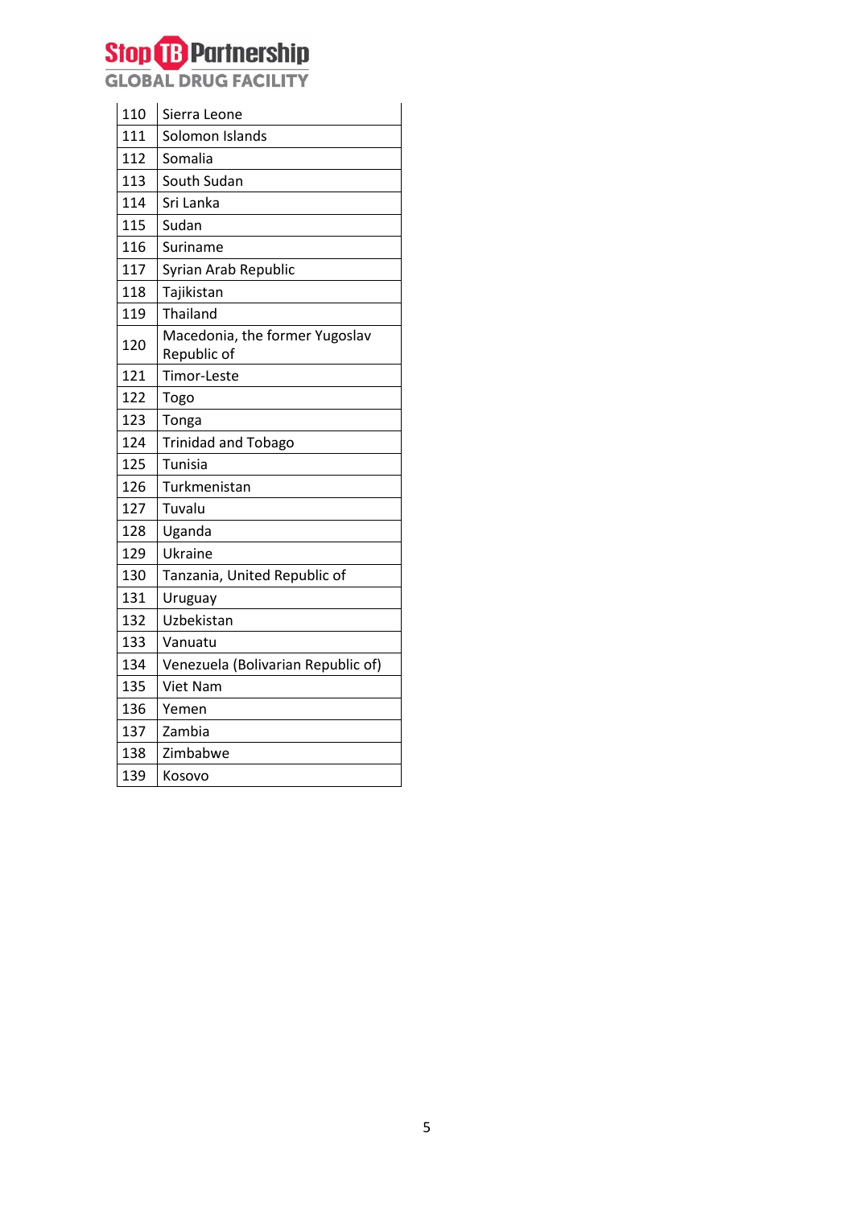| | |
|---|---|
| 110 | Sierra Leone |
| 111 | Solomon Islands |
| 112 | Somalia |
| 113 | South Sudan |
| 114 | Sri Lanka |
| 115 | Sudan |
| 116 | Suriname |
| 117 | Syrian Arab Republic |
| 118 | Tajikistan |
| 119 | Thailand |
| 120 | Macedonia, the former Yugoslav Republic of |
| 121 | Timor-Leste |
| 122 | Togo |
| 123 | Tonga |
| 124 | Trinidad and Tobago |
| 125 | Tunisia |
| 126 | Turkmenistan |
| 127 | Tuvalu |
| 128 | Uganda |
| 129 | Ukraine |
| 130 | Tanzania, United Republic of |
| 131 | Uruguay |
| 132 | Uzbekistan |
| 133 | Vanuatu |
| 134 | Venezuela (Bolivarian Republic of) |
| 135 | Viet Nam |
| 136 | Yemen |
| 137 | Zambia |
| 138 | Zimbabwe |
| 139 | Kosovo |